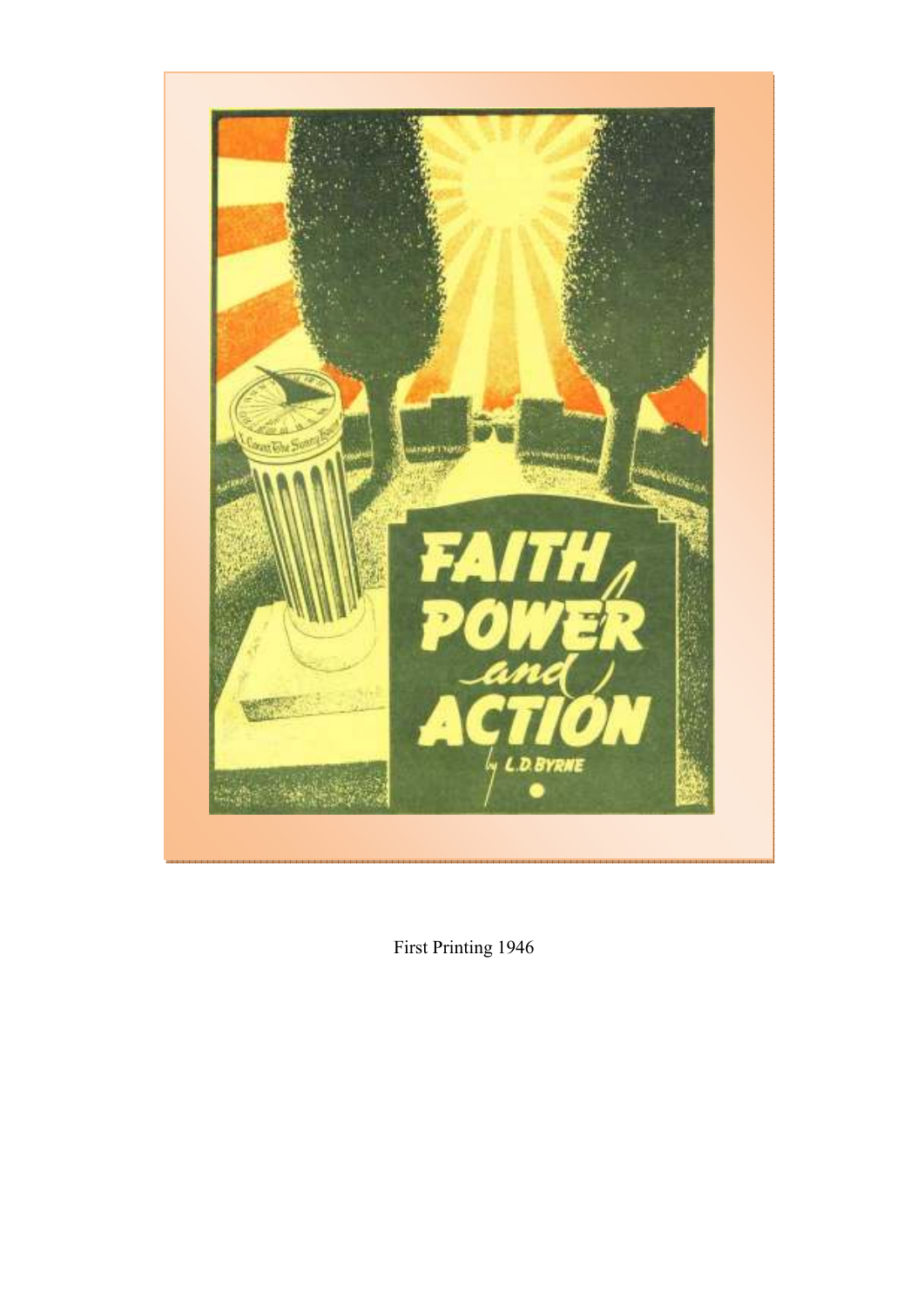# FAITH POWER and ACTION

by L. D. BYRNE

First Printing 1946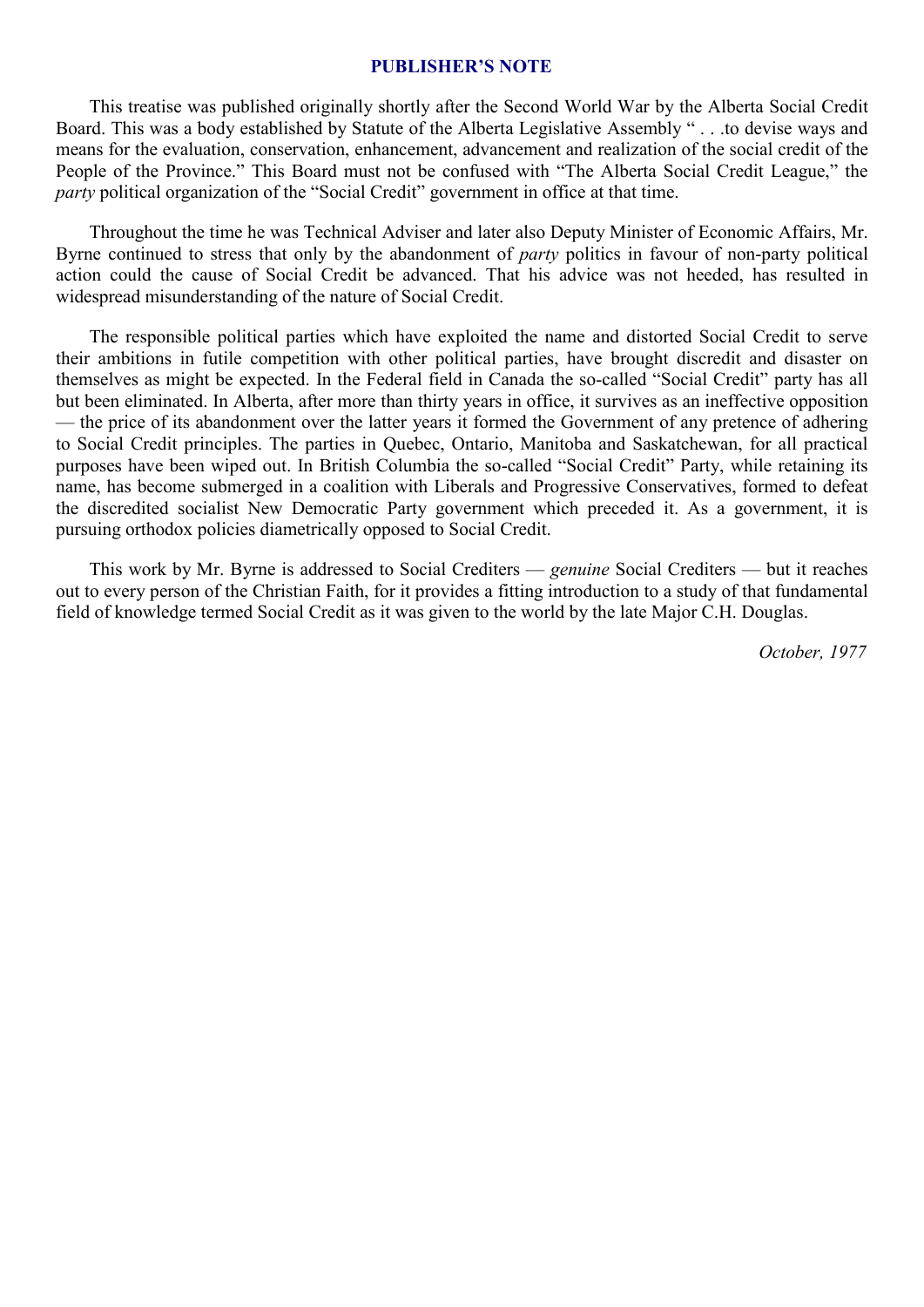## PUBLISHER'S NOTE

This treatise was published originally shortly after the Second World War by the Alberta Social Credit Board. This was a body established by Statute of the Alberta Legislative Assembly " . . .to devise ways and means for the evaluation, conservation, enhancement, advancement and realization of the social credit of the People of the Province." This Board must not be confused with "The Alberta Social Credit League," the *party* political organization of the "Social Credit" government in office at that time.

Throughout the time he was Technical Adviser and later also Deputy Minister of Economic Affairs, Mr. Byrne continued to stress that only by the abandonment of *party* politics in favour of non-party political action could the cause of Social Credit be advanced. That his advice was not heeded, has resulted in widespread misunderstanding of the nature of Social Credit.

The responsible political parties which have exploited the name and distorted Social Credit to serve their ambitions in futile competition with other political parties, have brought discredit and disaster on themselves as might be expected. In the Federal field in Canada the so-called "Social Credit" party has all but been eliminated. In Alberta, after more than thirty years in office, it survives as an ineffective opposition — the price of its abandonment over the latter years it formed the Government of any pretence of adhering to Social Credit principles. The parties in Quebec, Ontario, Manitoba and Saskatchewan, for all practical purposes have been wiped out. In British Columbia the so-called "Social Credit" Party, while retaining its name, has become submerged in a coalition with Liberals and Progressive Conservatives, formed to defeat the discredited socialist New Democratic Party government which preceded it. As a government, it is pursuing orthodox policies diametrically opposed to Social Credit.

This work by Mr. Byrne is addressed to Social Crediters — *genuine* Social Crediters — but it reaches out to every person of the Christian Faith, for it provides a fitting introduction to a study of that fundamental field of knowledge termed Social Credit as it was given to the world by the late Major C.H. Douglas.

*October, 1977*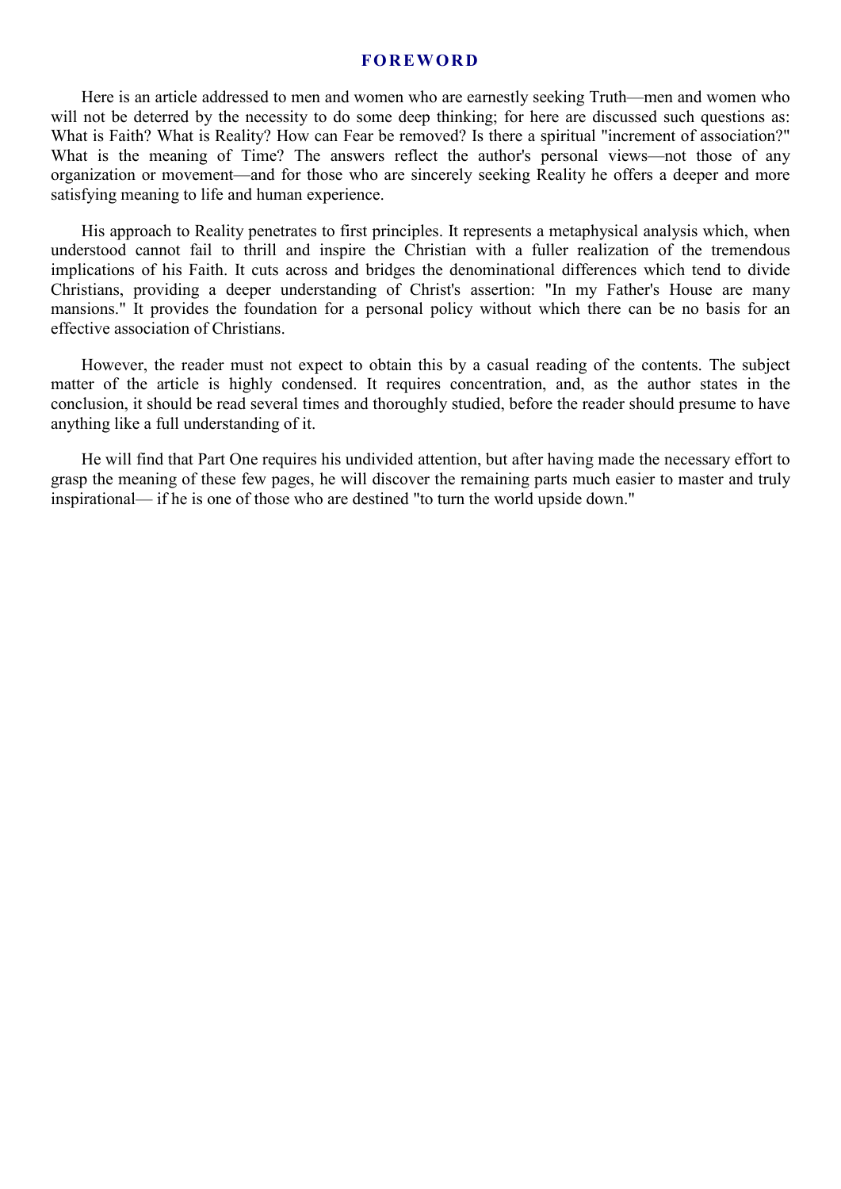## FOREWORD

Here is an article addressed to men and women who are earnestly seeking Truth—men and women who will not be deterred by the necessity to do some deep thinking; for here are discussed such questions as: What is Faith? What is Reality? How can Fear be removed? Is there a spiritual "increment of association?" What is the meaning of Time? The answers reflect the author's personal views—not those of any organization or movement—and for those who are sincerely seeking Reality he offers a deeper and more satisfying meaning to life and human experience.

His approach to Reality penetrates to first principles. It represents a metaphysical analysis which, when understood cannot fail to thrill and inspire the Christian with a fuller realization of the tremendous implications of his Faith. It cuts across and bridges the denominational differences which tend to divide Christians, providing a deeper understanding of Christ's assertion: "In my Father's House are many mansions." It provides the foundation for a personal policy without which there can be no basis for an effective association of Christians.

However, the reader must not expect to obtain this by a casual reading of the contents. The subject matter of the article is highly condensed. It requires concentration, and, as the author states in the conclusion, it should be read several times and thoroughly studied, before the reader should presume to have anything like a full understanding of it.

He will find that Part One requires his undivided attention, but after having made the necessary effort to grasp the meaning of these few pages, he will discover the remaining parts much easier to master and truly inspirational— if he is one of those who are destined "to turn the world upside down."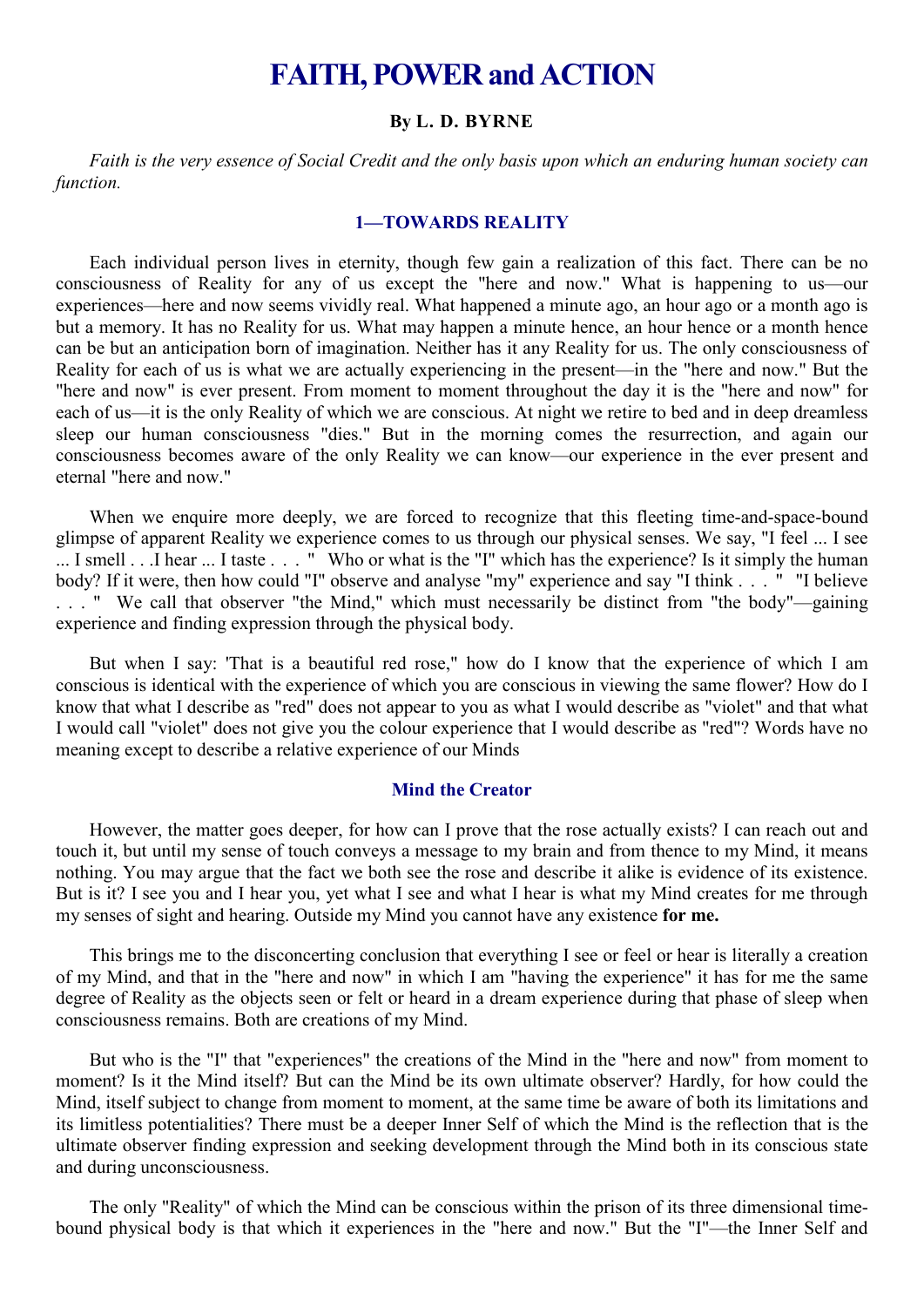# FAITH, POWER and ACTION

### By L. D. BYRNE

*Faith is the very essence of Social Credit and the only basis upon which an enduring human society can function.*

## 1—TOWARDS REALITY

Each individual person lives in eternity, though few gain a realization of this fact. There can be no consciousness of Reality for any of us except the "here and now." What is happening to us—our experiences—here and now seems vividly real. What happened a minute ago, an hour ago or a month ago is but a memory. It has no Reality for us. What may happen a minute hence, an hour hence or a month hence can be but an anticipation born of imagination. Neither has it any Reality for us. The only consciousness of Reality for each of us is what we are actually experiencing in the present—in the "here and now." But the "here and now" is ever present. From moment to moment throughout the day it is the "here and now" for each of us—it is the only Reality of which we are conscious. At night we retire to bed and in deep dreamless sleep our human consciousness "dies." But in the morning comes the resurrection, and again our consciousness becomes aware of the only Reality we can know—our experience in the ever present and eternal "here and now."

When we enquire more deeply, we are forced to recognize that this fleeting time-and-space-bound glimpse of apparent Reality we experience comes to us through our physical senses. We say, "I feel ... I see ... I smell . . .I hear ... I taste . . . " Who or what is the "I" which has the experience? Is it simply the human body? If it were, then how could "I" observe and analyse "my" experience and say "I think . . . " "I believe . . . " We call that observer "the Mind," which must necessarily be distinct from "the body"—gaining experience and finding expression through the physical body.

But when I say: 'That is a beautiful red rose," how do I know that the experience of which I am conscious is identical with the experience of which you are conscious in viewing the same flower? How do I know that what I describe as "red" does not appear to you as what I would describe as "violet" and that what I would call "violet" does not give you the colour experience that I would describe as "red"? Words have no meaning except to describe a relative experience of our Minds

### Mind the Creator

However, the matter goes deeper, for how can I prove that the rose actually exists? I can reach out and touch it, but until my sense of touch conveys a message to my brain and from thence to my Mind, it means nothing. You may argue that the fact we both see the rose and describe it alike is evidence of its existence. But is it? I see you and I hear you, yet what I see and what I hear is what my Mind creates for me through my senses of sight and hearing. Outside my Mind you cannot have any existence **for me.**

This brings me to the disconcerting conclusion that everything I see or feel or hear is literally a creation of my Mind, and that in the "here and now" in which I am "having the experience" it has for me the same degree of Reality as the objects seen or felt or heard in a dream experience during that phase of sleep when consciousness remains. Both are creations of my Mind.

But who is the "I" that "experiences" the creations of the Mind in the "here and now" from moment to moment? Is it the Mind itself? But can the Mind be its own ultimate observer? Hardly, for how could the Mind, itself subject to change from moment to moment, at the same time be aware of both its limitations and its limitless potentialities? There must be a deeper Inner Self of which the Mind is the reflection that is the ultimate observer finding expression and seeking development through the Mind both in its conscious state and during unconsciousness.

The only "Reality" of which the Mind can be conscious within the prison of its three dimensional time-bound physical body is that which it experiences in the "here and now." But the "I"—the Inner Self and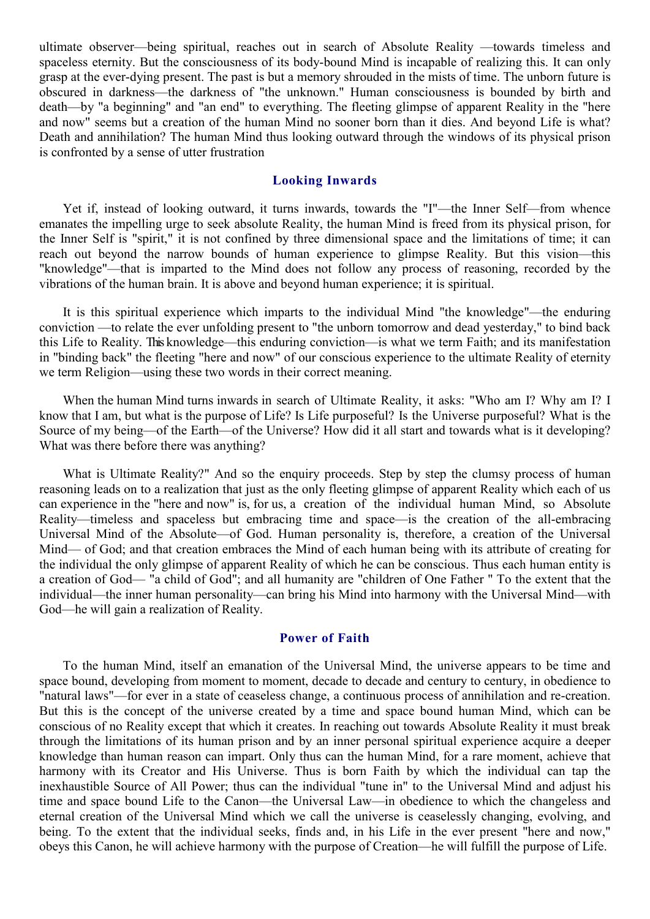ultimate observer—being spiritual, reaches out in search of Absolute Reality —towards timeless and spaceless eternity. But the consciousness of its body-bound Mind is incapable of realizing this. It can only grasp at the ever-dying present. The past is but a memory shrouded in the mists of time. The unborn future is obscured in darkness—the darkness of "the unknown." Human consciousness is bounded by birth and death—by "a beginning" and "an end" to everything. The fleeting glimpse of apparent Reality in the "here and now" seems but a creation of the human Mind no sooner born than it dies. And beyond Life is what? Death and annihilation? The human Mind thus looking outward through the windows of its physical prison is confronted by a sense of utter frustration

## Looking Inwards

Yet if, instead of looking outward, it turns inwards, towards the "I"—the Inner Self—from whence emanates the impelling urge to seek absolute Reality, the human Mind is freed from its physical prison, for the Inner Self is "spirit," it is not confined by three dimensional space and the limitations of time; it can reach out beyond the narrow bounds of human experience to glimpse Reality. But this vision—this "knowledge"—that is imparted to the Mind does not follow any process of reasoning, recorded by the vibrations of the human brain. It is above and beyond human experience; it is spiritual.

It is this spiritual experience which imparts to the individual Mind "the knowledge"—the enduring conviction —to relate the ever unfolding present to "the unborn tomorrow and dead yesterday," to bind back this Life to Reality. This knowledge—this enduring conviction—is what we term Faith; and its manifestation in "binding back" the fleeting "here and now" of our conscious experience to the ultimate Reality of eternity we term Religion—using these two words in their correct meaning.

When the human Mind turns inwards in search of Ultimate Reality, it asks: "Who am I? Why am I? I know that I am, but what is the purpose of Life? Is Life purposeful? Is the Universe purposeful? What is the Source of my being—of the Earth—of the Universe? How did it all start and towards what is it developing? What was there before there was anything?

What is Ultimate Reality?" And so the enquiry proceeds. Step by step the clumsy process of human reasoning leads on to a realization that just as the only fleeting glimpse of apparent Reality which each of us can experience in the "here and now" is, for us, a creation of the individual human Mind, so Absolute Reality—timeless and spaceless but embracing time and space—is the creation of the all-embracing Universal Mind of the Absolute—of God. Human personality is, therefore, a creation of the Universal Mind— of God; and that creation embraces the Mind of each human being with its attribute of creating for the individual the only glimpse of apparent Reality of which he can be conscious. Thus each human entity is a creation of God— "a child of God"; and all humanity are "children of One Father " To the extent that the individual—the inner human personality—can bring his Mind into harmony with the Universal Mind—with God—he will gain a realization of Reality.

## Power of Faith

To the human Mind, itself an emanation of the Universal Mind, the universe appears to be time and space bound, developing from moment to moment, decade to decade and century to century, in obedience to "natural laws"—for ever in a state of ceaseless change, a continuous process of annihilation and re-creation. But this is the concept of the universe created by a time and space bound human Mind, which can be conscious of no Reality except that which it creates. In reaching out towards Absolute Reality it must break through the limitations of its human prison and by an inner personal spiritual experience acquire a deeper knowledge than human reason can impart. Only thus can the human Mind, for a rare moment, achieve that harmony with its Creator and His Universe. Thus is born Faith by which the individual can tap the inexhaustible Source of All Power; thus can the individual "tune in" to the Universal Mind and adjust his time and space bound Life to the Canon—the Universal Law—in obedience to which the changeless and eternal creation of the Universal Mind which we call the universe is ceaselessly changing, evolving, and being. To the extent that the individual seeks, finds and, in his Life in the ever present "here and now," obeys this Canon, he will achieve harmony with the purpose of Creation—he will fulfill the purpose of Life.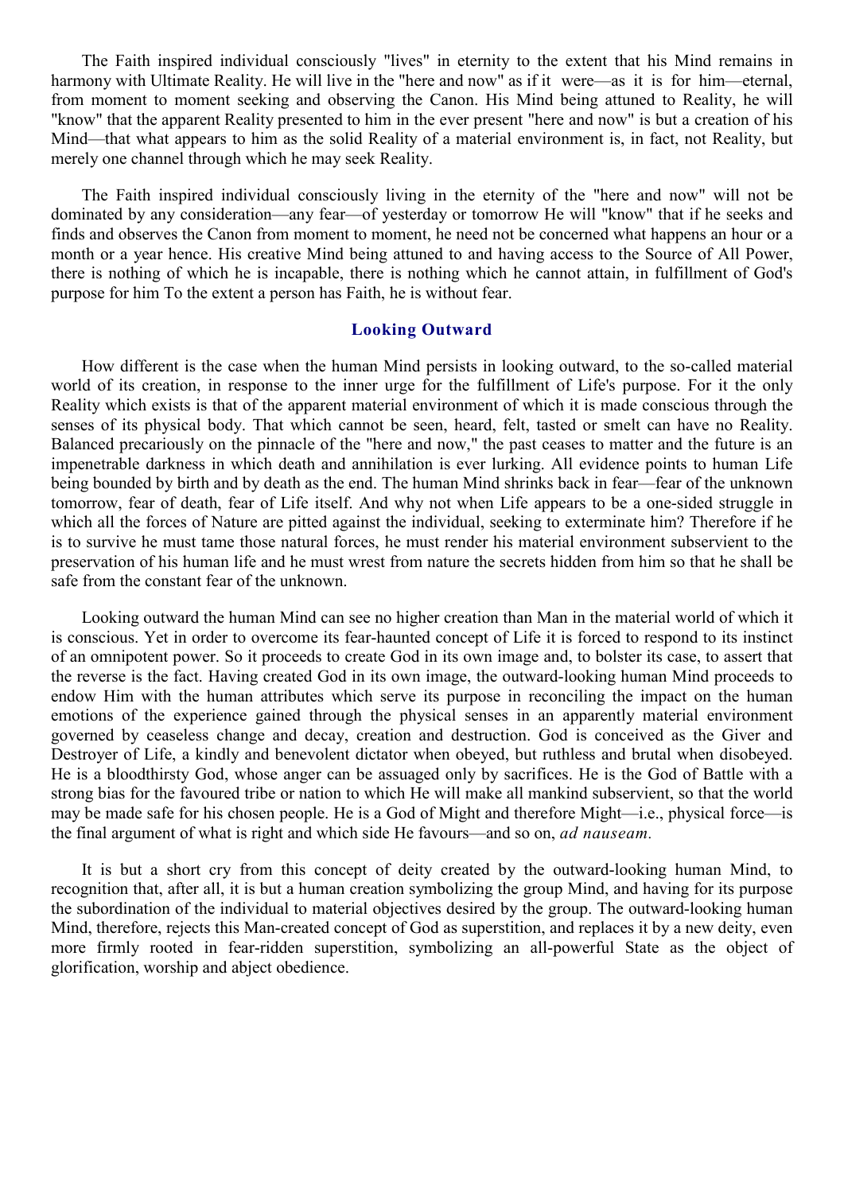The Faith inspired individual consciously "lives" in eternity to the extent that his Mind remains in harmony with Ultimate Reality. He will live in the "here and now" as if it were—as it is for him—eternal, from moment to moment seeking and observing the Canon. His Mind being attuned to Reality, he will "know" that the apparent Reality presented to him in the ever present "here and now" is but a creation of his Mind—that what appears to him as the solid Reality of a material environment is, in fact, not Reality, but merely one channel through which he may seek Reality.

The Faith inspired individual consciously living in the eternity of the "here and now" will not be dominated by any consideration—any fear—of yesterday or tomorrow He will "know" that if he seeks and finds and observes the Canon from moment to moment, he need not be concerned what happens an hour or a month or a year hence. His creative Mind being attuned to and having access to the Source of All Power, there is nothing of which he is incapable, there is nothing which he cannot attain, in fulfillment of God's purpose for him To the extent a person has Faith, he is without fear.

### Looking Outward

How different is the case when the human Mind persists in looking outward, to the so-called material world of its creation, in response to the inner urge for the fulfillment of Life's purpose. For it the only Reality which exists is that of the apparent material environment of which it is made conscious through the senses of its physical body. That which cannot be seen, heard, felt, tasted or smelt can have no Reality. Balanced precariously on the pinnacle of the "here and now," the past ceases to matter and the future is an impenetrable darkness in which death and annihilation is ever lurking. All evidence points to human Life being bounded by birth and by death as the end. The human Mind shrinks back in fear—fear of the unknown tomorrow, fear of death, fear of Life itself. And why not when Life appears to be a one-sided struggle in which all the forces of Nature are pitted against the individual, seeking to exterminate him? Therefore if he is to survive he must tame those natural forces, he must render his material environment subservient to the preservation of his human life and he must wrest from nature the secrets hidden from him so that he shall be safe from the constant fear of the unknown.

Looking outward the human Mind can see no higher creation than Man in the material world of which it is conscious. Yet in order to overcome its fear-haunted concept of Life it is forced to respond to its instinct of an omnipotent power. So it proceeds to create God in its own image and, to bolster its case, to assert that the reverse is the fact. Having created God in its own image, the outward-looking human Mind proceeds to endow Him with the human attributes which serve its purpose in reconciling the impact on the human emotions of the experience gained through the physical senses in an apparently material environment governed by ceaseless change and decay, creation and destruction. God is conceived as the Giver and Destroyer of Life, a kindly and benevolent dictator when obeyed, but ruthless and brutal when disobeyed. He is a bloodthirsty God, whose anger can be assuaged only by sacrifices. He is the God of Battle with a strong bias for the favoured tribe or nation to which He will make all mankind subservient, so that the world may be made safe for his chosen people. He is a God of Might and therefore Might—i.e., physical force—is the final argument of what is right and which side He favours—and so on, *ad nauseam.*

It is but a short cry from this concept of deity created by the outward-looking human Mind, to recognition that, after all, it is but a human creation symbolizing the group Mind, and having for its purpose the subordination of the individual to material objectives desired by the group. The outward-looking human Mind, therefore, rejects this Man-created concept of God as superstition, and replaces it by a new deity, even more firmly rooted in fear-ridden superstition, symbolizing an all-powerful State as the object of glorification, worship and abject obedience.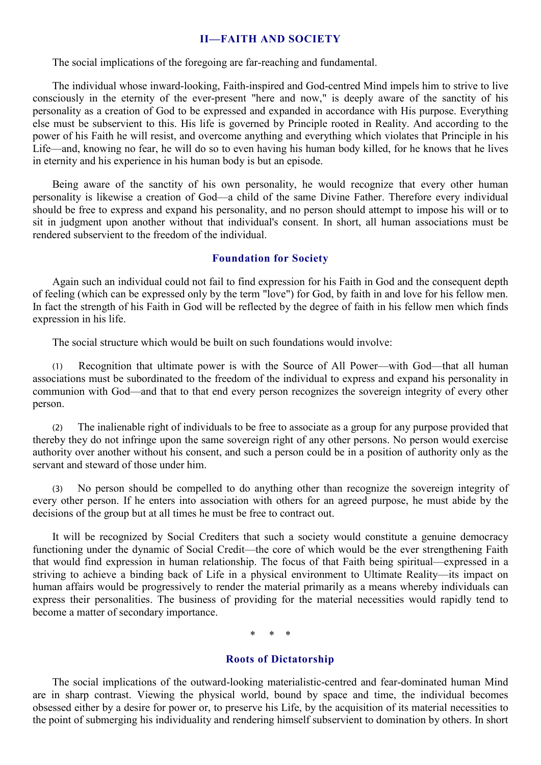## II—FAITH AND SOCIETY

The social implications of the foregoing are far-reaching and fundamental.

The individual whose inward-looking, Faith-inspired and God-centred Mind impels him to strive to live consciously in the eternity of the ever-present "here and now," is deeply aware of the sanctity of his personality as a creation of God to be expressed and expanded in accordance with His purpose. Everything else must be subservient to this. His life is governed by Principle rooted in Reality. And according to the power of his Faith he will resist, and overcome anything and everything which violates that Principle in his Life—and, knowing no fear, he will do so to even having his human body killed, for he knows that he lives in eternity and his experience in his human body is but an episode.

Being aware of the sanctity of his own personality, he would recognize that every other human personality is likewise a creation of God—a child of the same Divine Father. Therefore every individual should be free to express and expand his personality, and no person should attempt to impose his will or to sit in judgment upon another without that individual's consent. In short, all human associations must be rendered subservient to the freedom of the individual.

### Foundation for Society

Again such an individual could not fail to find expression for his Faith in God and the consequent depth of feeling (which can be expressed only by the term "love") for God, by faith in and love for his fellow men. In fact the strength of his Faith in God will be reflected by the degree of faith in his fellow men which finds expression in his life.

The social structure which would be built on such foundations would involve:

(1) Recognition that ultimate power is with the Source of All Power—with God—that all human associations must be subordinated to the freedom of the individual to express and expand his personality in communion with God—and that to that end every person recognizes the sovereign integrity of every other person.

(2) The inalienable right of individuals to be free to associate as a group for any purpose provided that thereby they do not infringe upon the same sovereign right of any other persons. No person would exercise authority over another without his consent, and such a person could be in a position of authority only as the servant and steward of those under him.

(3) No person should be compelled to do anything other than recognize the sovereign integrity of every other person. If he enters into association with others for an agreed purpose, he must abide by the decisions of the group but at all times he must be free to contract out.

It will be recognized by Social Crediters that such a society would constitute a genuine democracy functioning under the dynamic of Social Credit—the core of which would be the ever strengthening Faith that would find expression in human relationship. The focus of that Faith being spiritual—expressed in a striving to achieve a binding back of Life in a physical environment to Ultimate Reality—its impact on human affairs would be progressively to render the material primarily as a means whereby individuals can express their personalities. The business of providing for the material necessities would rapidly tend to become a matter of secondary importance.

\* \* \*

### Roots of Dictatorship

The social implications of the outward-looking materialistic-centred and fear-dominated human Mind are in sharp contrast. Viewing the physical world, bound by space and time, the individual becomes obsessed either by a desire for power or, to preserve his Life, by the acquisition of its material necessities to the point of submerging his individuality and rendering himself subservient to domination by others. In short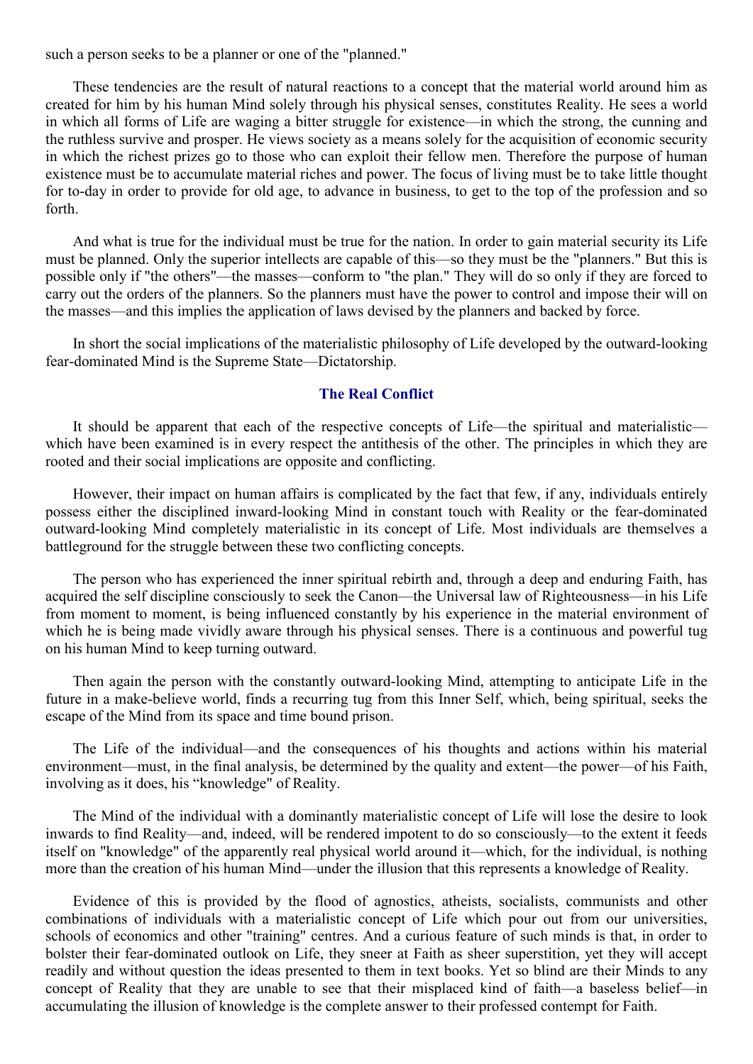such a person seeks to be a planner or one of the "planned."

These tendencies are the result of natural reactions to a concept that the material world around him as created for him by his human Mind solely through his physical senses, constitutes Reality. He sees a world in which all forms of Life are waging a bitter struggle for existence—in which the strong, the cunning and the ruthless survive and prosper. He views society as a means solely for the acquisition of economic security in which the richest prizes go to those who can exploit their fellow men. Therefore the purpose of human existence must be to accumulate material riches and power. The focus of living must be to take little thought for to-day in order to provide for old age, to advance in business, to get to the top of the profession and so forth.

And what is true for the individual must be true for the nation. In order to gain material security its Life must be planned. Only the superior intellects are capable of this—so they must be the "planners." But this is possible only if "the others"—the masses—conform to "the plan." They will do so only if they are forced to carry out the orders of the planners. So the planners must have the power to control and impose their will on the masses—and this implies the application of laws devised by the planners and backed by force.

In short the social implications of the materialistic philosophy of Life developed by the outward-looking fear-dominated Mind is the Supreme State—Dictatorship.

### The Real Conflict

It should be apparent that each of the respective concepts of Life—the spiritual and materialistic—which have been examined is in every respect the antithesis of the other. The principles in which they are rooted and their social implications are opposite and conflicting.

However, their impact on human affairs is complicated by the fact that few, if any, individuals entirely possess either the disciplined inward-looking Mind in constant touch with Reality or the fear-dominated outward-looking Mind completely materialistic in its concept of Life. Most individuals are themselves a battleground for the struggle between these two conflicting concepts.

The person who has experienced the inner spiritual rebirth and, through a deep and enduring Faith, has acquired the self discipline consciously to seek the Canon—the Universal law of Righteousness—in his Life from moment to moment, is being influenced constantly by his experience in the material environment of which he is being made vividly aware through his physical senses. There is a continuous and powerful tug on his human Mind to keep turning outward.

Then again the person with the constantly outward-looking Mind, attempting to anticipate Life in the future in a make-believe world, finds a recurring tug from this Inner Self, which, being spiritual, seeks the escape of the Mind from its space and time bound prison.

The Life of the individual—and the consequences of his thoughts and actions within his material environment—must, in the final analysis, be determined by the quality and extent—the power—of his Faith, involving as it does, his "knowledge" of Reality.

The Mind of the individual with a dominantly materialistic concept of Life will lose the desire to look inwards to find Reality—and, indeed, will be rendered impotent to do so consciously—to the extent it feeds itself on "knowledge" of the apparently real physical world around it—which, for the individual, is nothing more than the creation of his human Mind—under the illusion that this represents a knowledge of Reality.

Evidence of this is provided by the flood of agnostics, atheists, socialists, communists and other combinations of individuals with a materialistic concept of Life which pour out from our universities, schools of economics and other "training" centres. And a curious feature of such minds is that, in order to bolster their fear-dominated outlook on Life, they sneer at Faith as sheer superstition, yet they will accept readily and without question the ideas presented to them in text books. Yet so blind are their Minds to any concept of Reality that they are unable to see that their misplaced kind of faith—a baseless belief—in accumulating the illusion of knowledge is the complete answer to their professed contempt for Faith.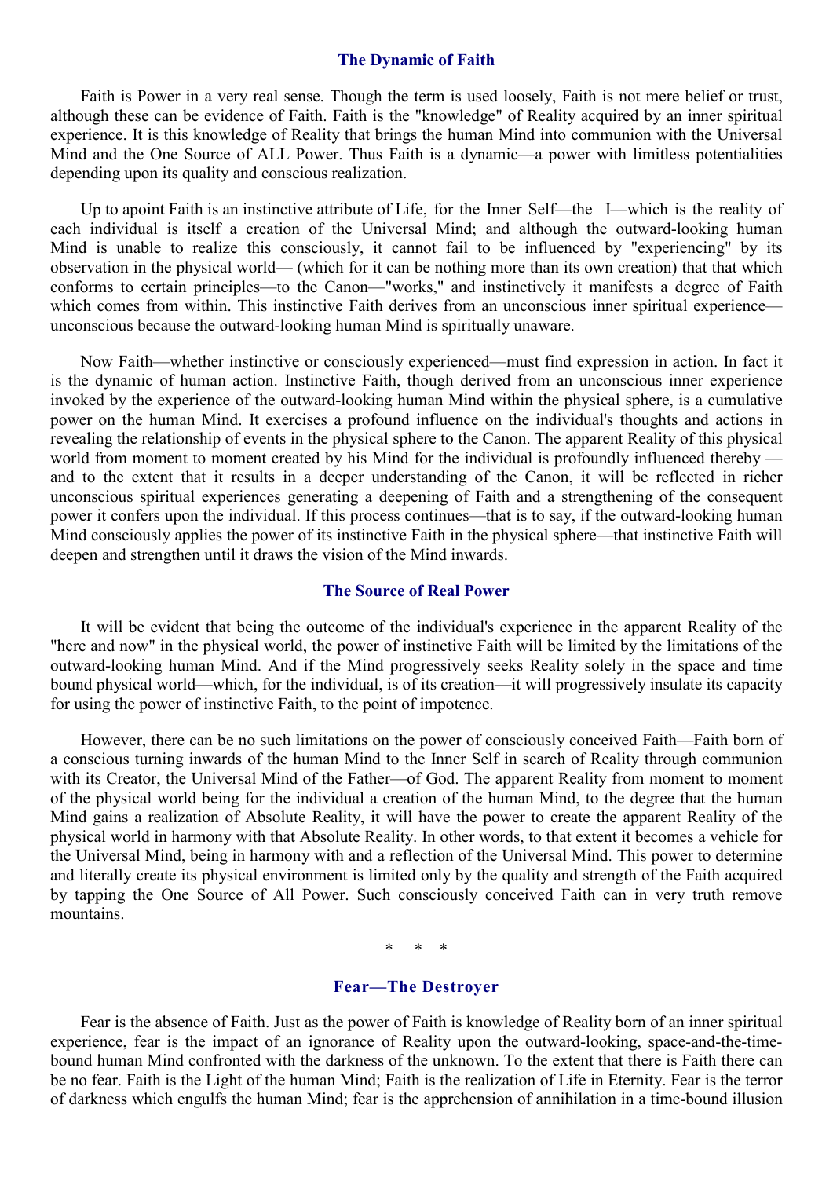## The Dynamic of Faith

Faith is Power in a very real sense. Though the term is used loosely, Faith is not mere belief or trust, although these can be evidence of Faith. Faith is the "knowledge" of Reality acquired by an inner spiritual experience. It is this knowledge of Reality that brings the human Mind into communion with the Universal Mind and the One Source of ALL Power. Thus Faith is a dynamic—a power with limitless potentialities depending upon its quality and conscious realization.

Up to apoint Faith is an instinctive attribute of Life, for the Inner Self—the I—which is the reality of each individual is itself a creation of the Universal Mind; and although the outward-looking human Mind is unable to realize this consciously, it cannot fail to be influenced by "experiencing" by its observation in the physical world— (which for it can be nothing more than its own creation) that that which conforms to certain principles—to the Canon—"works," and instinctively it manifests a degree of Faith which comes from within. This instinctive Faith derives from an unconscious inner spiritual experience—unconscious because the outward-looking human Mind is spiritually unaware.

Now Faith—whether instinctive or consciously experienced—must find expression in action. In fact it is the dynamic of human action. Instinctive Faith, though derived from an unconscious inner experience invoked by the experience of the outward-looking human Mind within the physical sphere, is a cumulative power on the human Mind. It exercises a profound influence on the individual's thoughts and actions in revealing the relationship of events in the physical sphere to the Canon. The apparent Reality of this physical world from moment to moment created by his Mind for the individual is profoundly influenced thereby — and to the extent that it results in a deeper understanding of the Canon, it will be reflected in richer unconscious spiritual experiences generating a deepening of Faith and a strengthening of the consequent power it confers upon the individual. If this process continues—that is to say, if the outward-looking human Mind consciously applies the power of its instinctive Faith in the physical sphere—that instinctive Faith will deepen and strengthen until it draws the vision of the Mind inwards.

## The Source of Real Power

It will be evident that being the outcome of the individual's experience in the apparent Reality of the "here and now" in the physical world, the power of instinctive Faith will be limited by the limitations of the outward-looking human Mind. And if the Mind progressively seeks Reality solely in the space and time bound physical world—which, for the individual, is of its creation—it will progressively insulate its capacity for using the power of instinctive Faith, to the point of impotence.

However, there can be no such limitations on the power of consciously conceived Faith—Faith born of a conscious turning inwards of the human Mind to the Inner Self in search of Reality through communion with its Creator, the Universal Mind of the Father—of God. The apparent Reality from moment to moment of the physical world being for the individual a creation of the human Mind, to the degree that the human Mind gains a realization of Absolute Reality, it will have the power to create the apparent Reality of the physical world in harmony with that Absolute Reality. In other words, to that extent it becomes a vehicle for the Universal Mind, being in harmony with and a reflection of the Universal Mind. This power to determine and literally create its physical environment is limited only by the quality and strength of the Faith acquired by tapping the One Source of All Power. Such consciously conceived Faith can in very truth remove mountains.

\* \* \*

## Fear—The Destroyer

Fear is the absence of Faith. Just as the power of Faith is knowledge of Reality born of an inner spiritual experience, fear is the impact of an ignorance of Reality upon the outward-looking, space-and-the-time-bound human Mind confronted with the darkness of the unknown. To the extent that there is Faith there can be no fear. Faith is the Light of the human Mind; Faith is the realization of Life in Eternity. Fear is the terror of darkness which engulfs the human Mind; fear is the apprehension of annihilation in a time-bound illusion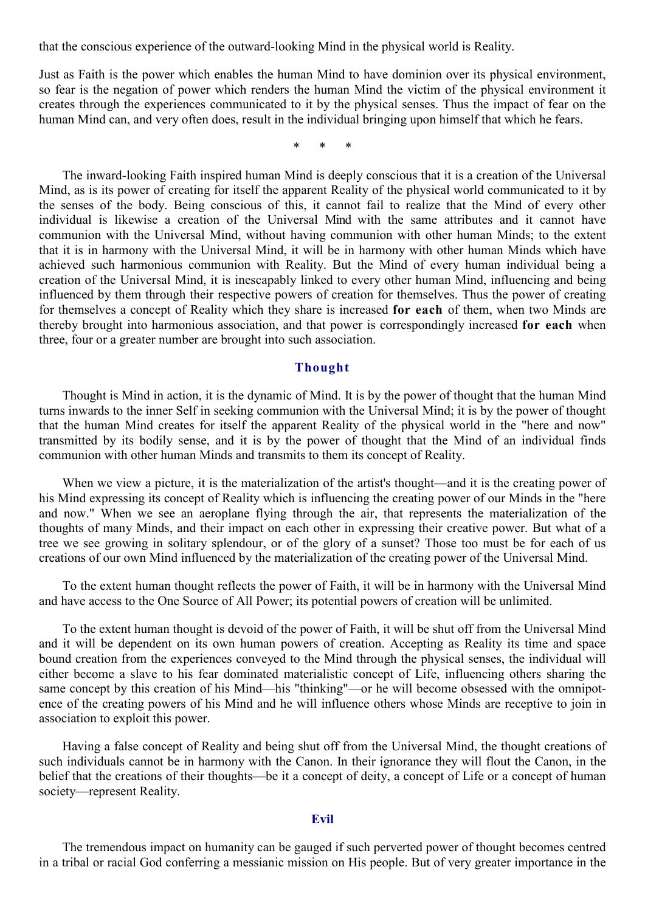that the conscious experience of the outward-looking Mind in the physical world is Reality.

Just as Faith is the power which enables the human Mind to have dominion over its physical environment, so fear is the negation of power which renders the human Mind the victim of the physical environment it creates through the experiences communicated to it by the physical senses. Thus the impact of fear on the human Mind can, and very often does, result in the individual bringing upon himself that which he fears.

\*  \*  \*

The inward-looking Faith inspired human Mind is deeply conscious that it is a creation of the Universal Mind, as is its power of creating for itself the apparent Reality of the physical world communicated to it by the senses of the body. Being conscious of this, it cannot fail to realize that the Mind of every other individual is likewise a creation of the Universal Mind with the same attributes and it cannot have communion with the Universal Mind, without having communion with other human Minds; to the extent that it is in harmony with the Universal Mind, it will be in harmony with other human Minds which have achieved such harmonious communion with Reality. But the Mind of every human individual being a creation of the Universal Mind, it is inescapably linked to every other human Mind, influencing and being influenced by them through their respective powers of creation for themselves. Thus the power of creating for themselves a concept of Reality which they share is increased **for each** of them, when two Minds are thereby brought into harmonious association, and that power is correspondingly increased **for each** when three, four or a greater number are brought into such association.

## Thought

Thought is Mind in action, it is the dynamic of Mind. It is by the power of thought that the human Mind turns inwards to the inner Self in seeking communion with the Universal Mind; it is by the power of thought that the human Mind creates for itself the apparent Reality of the physical world in the "here and now" transmitted by its bodily sense, and it is by the power of thought that the Mind of an individual finds communion with other human Minds and transmits to them its concept of Reality.

When we view a picture, it is the materialization of the artist's thought—and it is the creating power of his Mind expressing its concept of Reality which is influencing the creating power of our Minds in the "here and now." When we see an aeroplane flying through the air, that represents the materialization of the thoughts of many Minds, and their impact on each other in expressing their creative power. But what of a tree we see growing in solitary splendour, or of the glory of a sunset? Those too must be for each of us creations of our own Mind influenced by the materialization of the creating power of the Universal Mind.

To the extent human thought reflects the power of Faith, it will be in harmony with the Universal Mind and have access to the One Source of All Power; its potential powers of creation will be unlimited.

To the extent human thought is devoid of the power of Faith, it will be shut off from the Universal Mind and it will be dependent on its own human powers of creation. Accepting as Reality its time and space bound creation from the experiences conveyed to the Mind through the physical senses, the individual will either become a slave to his fear dominated materialistic concept of Life, influencing others sharing the same concept by this creation of his Mind—his "thinking"—or he will become obsessed with the omnipotence of the creating powers of his Mind and he will influence others whose Minds are receptive to join in association to exploit this power.

Having a false concept of Reality and being shut off from the Universal Mind, the thought creations of such individuals cannot be in harmony with the Canon. In their ignorance they will flout the Canon, in the belief that the creations of their thoughts—be it a concept of deity, a concept of Life or a concept of human society—represent Reality.

## Evil

The tremendous impact on humanity can be gauged if such perverted power of thought becomes centred in a tribal or racial God conferring a messianic mission on His people. But of very greater importance in the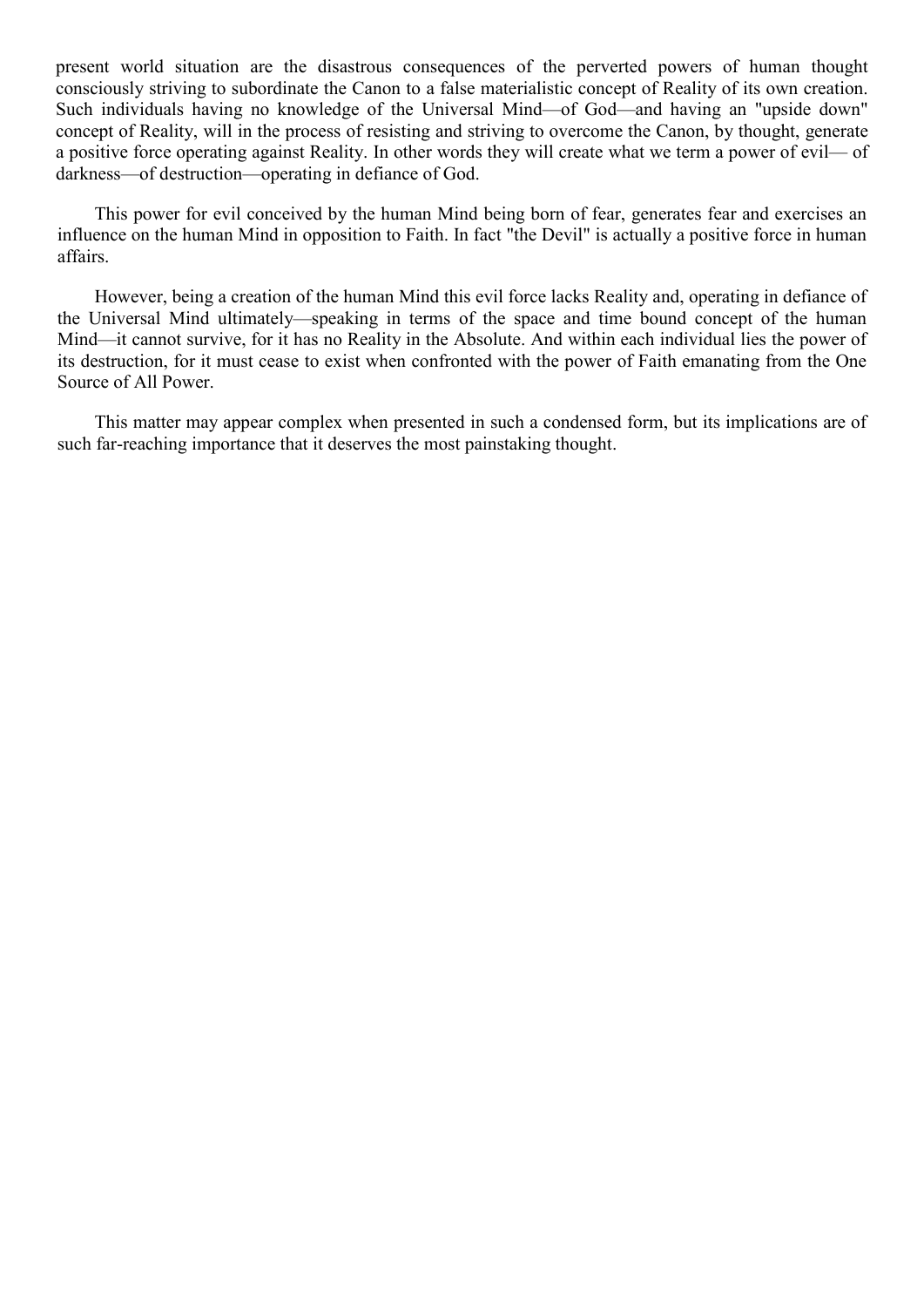present world situation are the disastrous consequences of the perverted powers of human thought consciously striving to subordinate the Canon to a false materialistic concept of Reality of its own creation. Such individuals having no knowledge of the Universal Mind—of God—and having an "upside down" concept of Reality, will in the process of resisting and striving to overcome the Canon, by thought, generate a positive force operating against Reality. In other words they will create what we term a power of evil— of darkness—of destruction—operating in defiance of God.

This power for evil conceived by the human Mind being born of fear, generates fear and exercises an influence on the human Mind in opposition to Faith. In fact "the Devil" is actually a positive force in human affairs.

However, being a creation of the human Mind this evil force lacks Reality and, operating in defiance of the Universal Mind ultimately—speaking in terms of the space and time bound concept of the human Mind—it cannot survive, for it has no Reality in the Absolute. And within each individual lies the power of its destruction, for it must cease to exist when confronted with the power of Faith emanating from the One Source of All Power.

This matter may appear complex when presented in such a condensed form, but its implications are of such far-reaching importance that it deserves the most painstaking thought.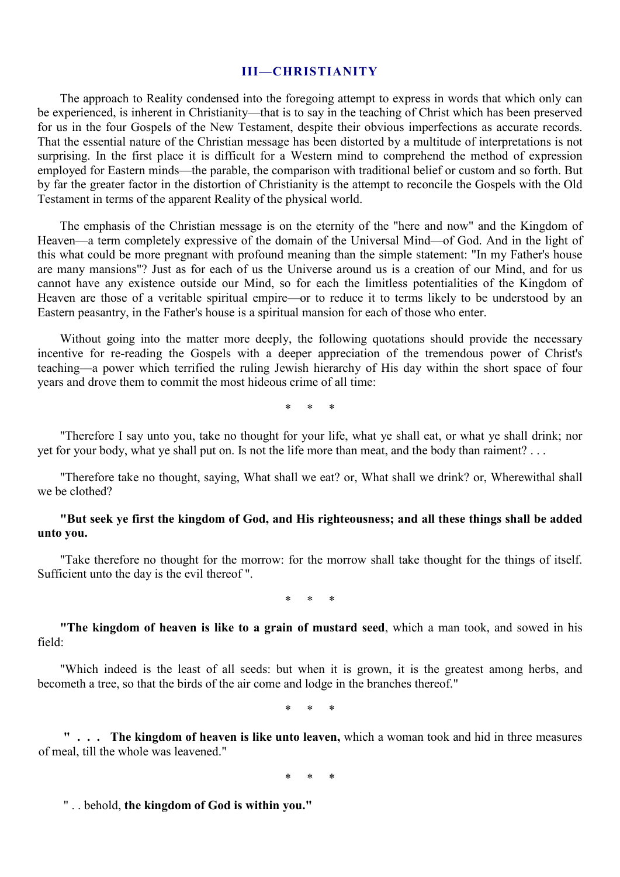## III—CHRISTIANITY

The approach to Reality condensed into the foregoing attempt to express in words that which only can be experienced, is inherent in Christianity—that is to say in the teaching of Christ which has been preserved for us in the four Gospels of the New Testament, despite their obvious imperfections as accurate records. That the essential nature of the Christian message has been distorted by a multitude of interpretations is not surprising. In the first place it is difficult for a Western mind to comprehend the method of expression employed for Eastern minds—the parable, the comparison with traditional belief or custom and so forth. But by far the greater factor in the distortion of Christianity is the attempt to reconcile the Gospels with the Old Testament in terms of the apparent Reality of the physical world.

The emphasis of the Christian message is on the eternity of the "here and now" and the Kingdom of Heaven—a term completely expressive of the domain of the Universal Mind—of God. And in the light of this what could be more pregnant with profound meaning than the simple statement: "In my Father's house are many mansions"? Just as for each of us the Universe around us is a creation of our Mind, and for us cannot have any existence outside our Mind, so for each the limitless potentialities of the Kingdom of Heaven are those of a veritable spiritual empire—or to reduce it to terms likely to be understood by an Eastern peasantry, in the Father's house is a spiritual mansion for each of those who enter.

Without going into the matter more deeply, the following quotations should provide the necessary incentive for re-reading the Gospels with a deeper appreciation of the tremendous power of Christ's teaching—a power which terrified the ruling Jewish hierarchy of His day within the short space of four years and drove them to commit the most hideous crime of all time:

\* \* \*

"Therefore I say unto you, take no thought for your life, what ye shall eat, or what ye shall drink; nor yet for your body, what ye shall put on. Is not the life more than meat, and the body than raiment? . . .

"Therefore take no thought, saying, What shall we eat? or, What shall we drink? or, Wherewithal shall we be clothed?

**"But seek ye first the kingdom of God, and His righteousness; and all these things shall be added unto you.**

"Take therefore no thought for the morrow: for the morrow shall take thought for the things of itself. Sufficient unto the day is the evil thereof ".

\* \* \*

**"The kingdom of heaven is like to a grain of mustard seed**, which a man took, and sowed in his field:

"Which indeed is the least of all seeds: but when it is grown, it is the greatest among herbs, and becometh a tree, so that the birds of the air come and lodge in the branches thereof."

\* \* \*

**" . . . The kingdom of heaven is like unto leaven,** which a woman took and hid in three measures of meal, till the whole was leavened."

\* \* \*

" . . behold, **the kingdom of God is within you."**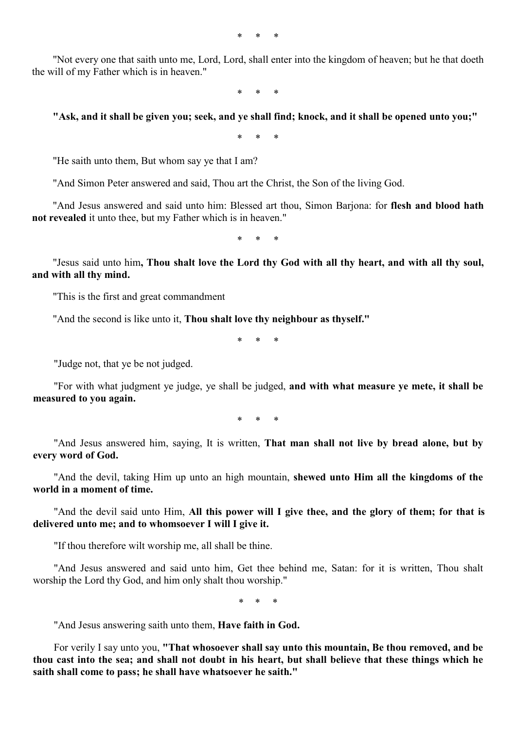\* \* \*

"Not every one that saith unto me, Lord, Lord, shall enter into the kingdom of heaven; but he that doeth the will of my Father which is in heaven."

\* \* \*

**"Ask, and it shall be given you; seek, and ye shall find; knock, and it shall be opened unto you;"**

\* \* \*

"He saith unto them, But whom say ye that I am?

"And Simon Peter answered and said, Thou art the Christ, the Son of the living God.

"And Jesus answered and said unto him: Blessed art thou, Simon Barjona: for **flesh and blood hath not revealed** it unto thee, but my Father which is in heaven."

\* \* \*

"Jesus said unto him**, Thou shalt love the Lord thy God with all thy heart, and with all thy soul, and with all thy mind.**

"This is the first and great commandment

"And the second is like unto it, **Thou shalt love thy neighbour as thyself."**

\* \* \*

"Judge not, that ye be not judged.

"For with what judgment ye judge, ye shall be judged, **and with what measure ye mete, it shall be measured to you again.**

\* \* \*

"And Jesus answered him, saying, It is written, **That man shall not live by bread alone, but by every word of God.**

"And the devil, taking Him up unto an high mountain, **shewed unto Him all the kingdoms of the world in a moment of time.**

"And the devil said unto Him, **All this power will I give thee, and the glory of them; for that is delivered unto me; and to whomsoever I will I give it.**

"If thou therefore wilt worship me, all shall be thine.

"And Jesus answered and said unto him, Get thee behind me, Satan: for it is written, Thou shalt worship the Lord thy God, and him only shalt thou worship."

\* \* \*

"And Jesus answering saith unto them, **Have faith in God.**

For verily I say unto you, **"That whosoever shall say unto this mountain, Be thou removed, and be thou cast into the sea; and shall not doubt in his heart, but shall believe that these things which he saith shall come to pass; he shall have whatsoever he saith."**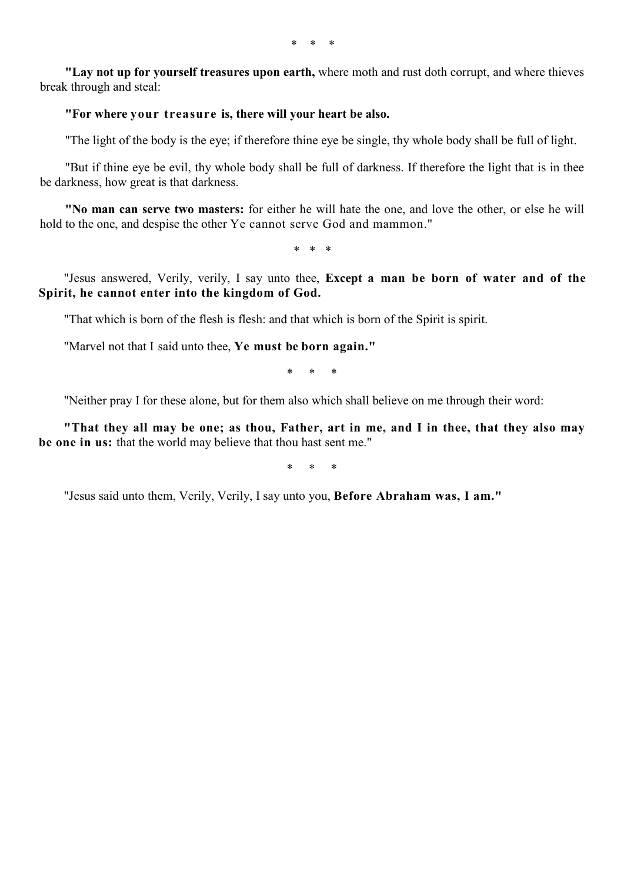\* \* \*

**"Lay not up for yourself treasures upon earth,** where moth and rust doth corrupt, and where thieves break through and steal:

**"For where your treasure is, there will your heart be also.**

"The light of the body is the eye; if therefore thine eye be single, thy whole body shall be full of light.

"But if thine eye be evil, thy whole body shall be full of darkness. If therefore the light that is in thee be darkness, how great is that darkness.

**"No man can serve two masters:** for either he will hate the one, and love the other, or else he will hold to the one, and despise the other Ye cannot serve God and mammon."

\* \* \*

"Jesus answered, Verily, verily, I say unto thee, **Except a man be born of water and of the Spirit, he cannot enter into the kingdom of God.**

"That which is born of the flesh is flesh: and that which is born of the Spirit is spirit.

"Marvel not that I said unto thee, **Ye must be born again."**

\* \* \*

"Neither pray I for these alone, but for them also which shall believe on me through their word:

**"That they all may be one; as thou, Father, art in me, and I in thee, that they also may be one in us:** that the world may believe that thou hast sent me."

\* \* \*

"Jesus said unto them, Verily, Verily, I say unto you, **Before Abraham was, I am."**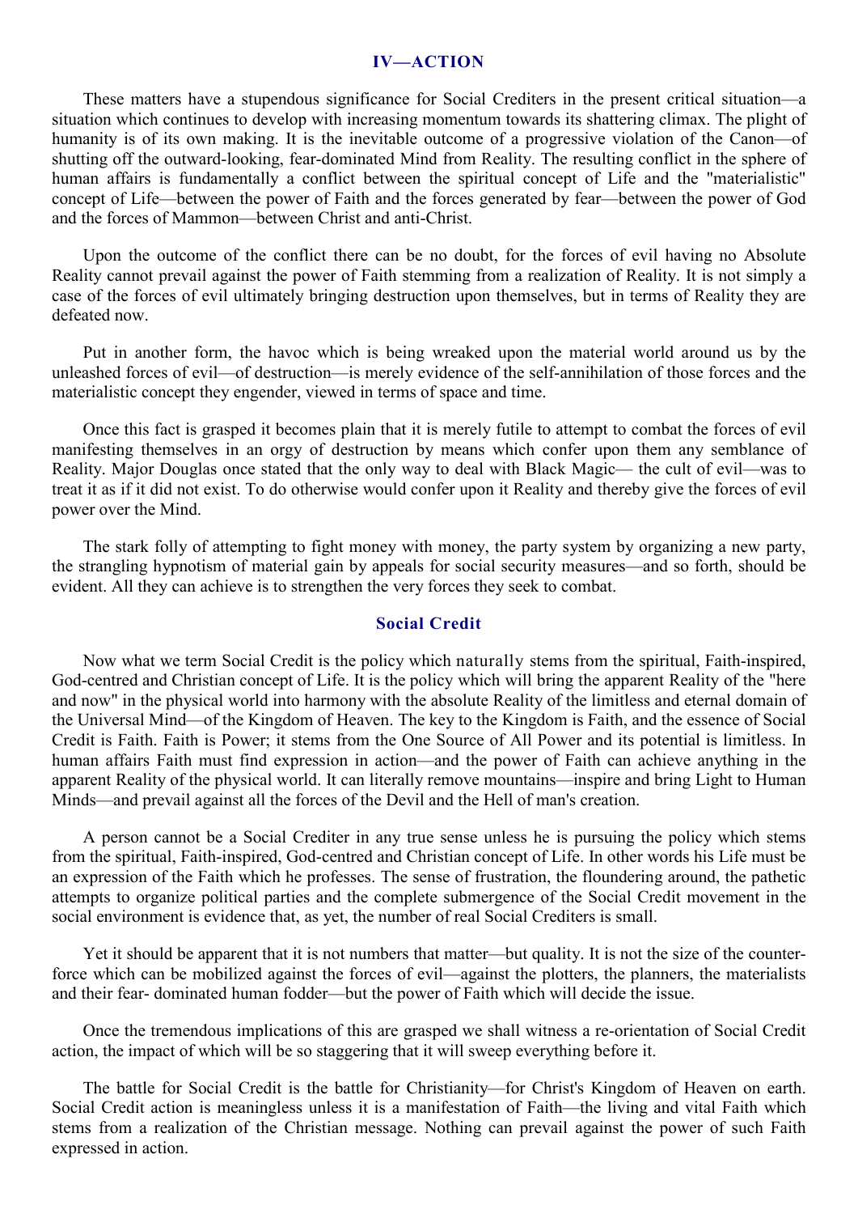## IV—ACTION

These matters have a stupendous significance for Social Crediters in the present critical situation—a situation which continues to develop with increasing momentum towards its shattering climax. The plight of humanity is of its own making. It is the inevitable outcome of a progressive violation of the Canon—of shutting off the outward-looking, fear-dominated Mind from Reality. The resulting conflict in the sphere of human affairs is fundamentally a conflict between the spiritual concept of Life and the "materialistic" concept of Life—between the power of Faith and the forces generated by fear—between the power of God and the forces of Mammon—between Christ and anti-Christ.

Upon the outcome of the conflict there can be no doubt, for the forces of evil having no Absolute Reality cannot prevail against the power of Faith stemming from a realization of Reality. It is not simply a case of the forces of evil ultimately bringing destruction upon themselves, but in terms of Reality they are defeated now.

Put in another form, the havoc which is being wreaked upon the material world around us by the unleashed forces of evil—of destruction—is merely evidence of the self-annihilation of those forces and the materialistic concept they engender, viewed in terms of space and time.

Once this fact is grasped it becomes plain that it is merely futile to attempt to combat the forces of evil manifesting themselves in an orgy of destruction by means which confer upon them any semblance of Reality. Major Douglas once stated that the only way to deal with Black Magic— the cult of evil—was to treat it as if it did not exist. To do otherwise would confer upon it Reality and thereby give the forces of evil power over the Mind.

The stark folly of attempting to fight money with money, the party system by organizing a new party, the strangling hypnotism of material gain by appeals for social security measures—and so forth, should be evident. All they can achieve is to strengthen the very forces they seek to combat.

### Social Credit

Now what we term Social Credit is the policy which naturally stems from the spiritual, Faith-inspired, God-centred and Christian concept of Life. It is the policy which will bring the apparent Reality of the "here and now" in the physical world into harmony with the absolute Reality of the limitless and eternal domain of the Universal Mind—of the Kingdom of Heaven. The key to the Kingdom is Faith, and the essence of Social Credit is Faith. Faith is Power; it stems from the One Source of All Power and its potential is limitless. In human affairs Faith must find expression in action—and the power of Faith can achieve anything in the apparent Reality of the physical world. It can literally remove mountains—inspire and bring Light to Human Minds—and prevail against all the forces of the Devil and the Hell of man's creation.

A person cannot be a Social Crediter in any true sense unless he is pursuing the policy which stems from the spiritual, Faith-inspired, God-centred and Christian concept of Life. In other words his Life must be an expression of the Faith which he professes. The sense of frustration, the floundering around, the pathetic attempts to organize political parties and the complete submergence of the Social Credit movement in the social environment is evidence that, as yet, the number of real Social Crediters is small.

Yet it should be apparent that it is not numbers that matter—but quality. It is not the size of the counter-force which can be mobilized against the forces of evil—against the plotters, the planners, the materialists and their fear- dominated human fodder—but the power of Faith which will decide the issue.

Once the tremendous implications of this are grasped we shall witness a re-orientation of Social Credit action, the impact of which will be so staggering that it will sweep everything before it.

The battle for Social Credit is the battle for Christianity—for Christ's Kingdom of Heaven on earth. Social Credit action is meaningless unless it is a manifestation of Faith—the living and vital Faith which stems from a realization of the Christian message. Nothing can prevail against the power of such Faith expressed in action.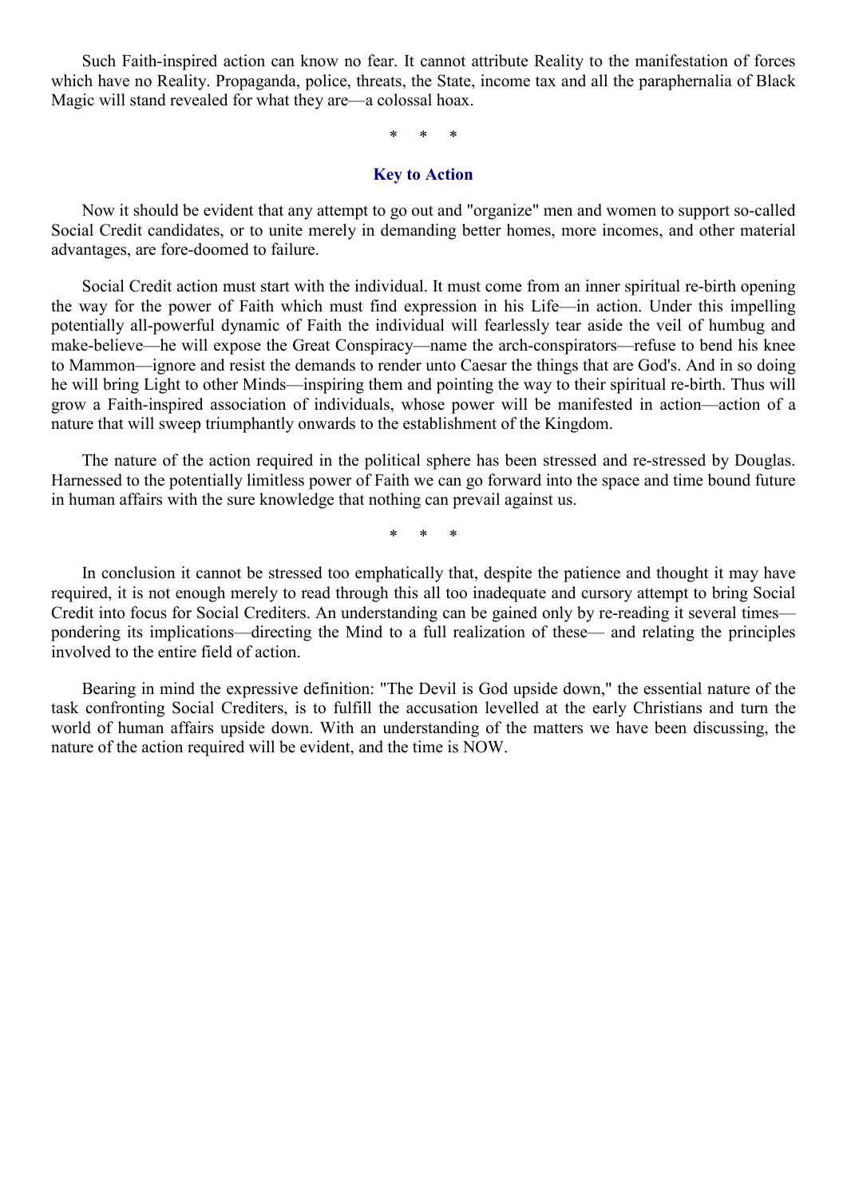Such Faith-inspired action can know no fear. It cannot attribute Reality to the manifestation of forces which have no Reality. Propaganda, police, threats, the State, income tax and all the paraphernalia of Black Magic will stand revealed for what they are—a colossal hoax.

\* \* \*

## Key to Action

Now it should be evident that any attempt to go out and "organize" men and women to support so-called Social Credit candidates, or to unite merely in demanding better homes, more incomes, and other material advantages, are fore-doomed to failure.

Social Credit action must start with the individual. It must come from an inner spiritual re-birth opening the way for the power of Faith which must find expression in his Life—in action. Under this impelling potentially all-powerful dynamic of Faith the individual will fearlessly tear aside the veil of humbug and make-believe—he will expose the Great Conspiracy—name the arch-conspirators—refuse to bend his knee to Mammon—ignore and resist the demands to render unto Caesar the things that are God's. And in so doing he will bring Light to other Minds—inspiring them and pointing the way to their spiritual re-birth. Thus will grow a Faith-inspired association of individuals, whose power will be manifested in action—action of a nature that will sweep triumphantly onwards to the establishment of the Kingdom.

The nature of the action required in the political sphere has been stressed and re-stressed by Douglas. Harnessed to the potentially limitless power of Faith we can go forward into the space and time bound future in human affairs with the sure knowledge that nothing can prevail against us.

\* \* \*

In conclusion it cannot be stressed too emphatically that, despite the patience and thought it may have required, it is not enough merely to read through this all too inadequate and cursory attempt to bring Social Credit into focus for Social Crediters. An understanding can be gained only by re-reading it several times—pondering its implications—directing the Mind to a full realization of these— and relating the principles involved to the entire field of action.

Bearing in mind the expressive definition: "The Devil is God upside down," the essential nature of the task confronting Social Crediters, is to fulfill the accusation levelled at the early Christians and turn the world of human affairs upside down. With an understanding of the matters we have been discussing, the nature of the action required will be evident, and the time is NOW.